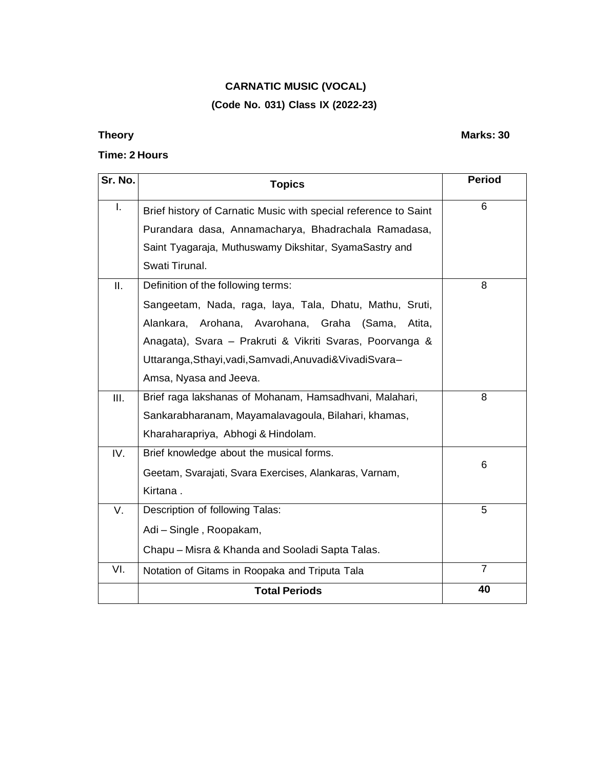# CARNATIC MUSIC (VOCAL)

## (Code No. 031) Class IX (2022-23)

**Theory** **Marks: 30**

**Time: 2 Hours**

| Sr. No. | Topics | Period |
|---|---|---|
| I. | Brief history of Carnatic Music with special reference to Saint Purandara dasa, Annamacharya, Bhadrachala Ramadasa, Saint Tyagaraja, Muthuswamy Dikshitar, SyamaSastry and Swati Tirunal. | 6 |
| II. | Definition of the following terms: Sangeetam, Nada, raga, laya, Tala, Dhatu, Mathu, Sruti, Alankara, Arohana, Avarohana, Graha (Sama, Atita, Anagata), Svara – Prakruti & Vikriti Svaras, Poorvanga & Uttaranga,Sthayi,vadi,Samvadi,Anuvadi&VivadiSvara– Amsa, Nyasa and Jeeva. | 8 |
| III. | Brief raga lakshanas of Mohanam, Hamsadhvani, Malahari, Sankarabharanam, Mayamalavagoula, Bilahari, khamas, Kharaharapriya, Abhogi & Hindolam. | 8 |
| IV. | Brief knowledge about the musical forms. Geetam, Svarajati, Svara Exercises, Alankaras, Varnam, Kirtana . | 6 |
| V. | Description of following Talas: Adi – Single , Roopakam, Chapu – Misra & Khanda and Sooladi Sapta Talas. | 5 |
| VI. | Notation of Gitams in Roopaka and Triputa Tala | 7 |
| | **Total Periods** | **40** |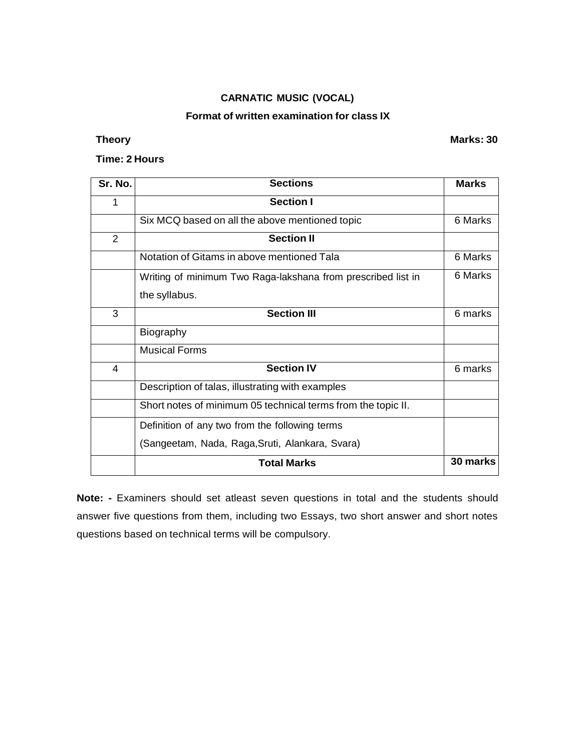## CARNATIC MUSIC (VOCAL)

### Format of written examination for class IX

**Theory** **Marks: 30**

**Time: 2 Hours**

| Sr. No. | Sections | Marks |
|---|---|---|
| 1 | **Section I** | |
| | Six MCQ based on all the above mentioned topic | 6 Marks |
| 2 | **Section II** | |
| | Notation of Gitams in above mentioned Tala | 6 Marks |
| | Writing of minimum Two Raga-lakshana from prescribed list in the syllabus. | 6 Marks |
| 3 | **Section III** | 6 marks |
| | Biography | |
| | Musical Forms | |
| 4 | **Section IV** | 6 marks |
| | Description of talas, illustrating with examples | |
| | Short notes of minimum 05 technical terms from the topic II. | |
| | Definition of any two from the following terms (Sangeetam, Nada, Raga,Sruti, Alankara, Svara) | |
| | **Total Marks** | **30 marks** |

**Note: -** Examiners should set atleast seven questions in total and the students should answer five questions from them, including two Essays, two short answer and short notes questions based on technical terms will be compulsory.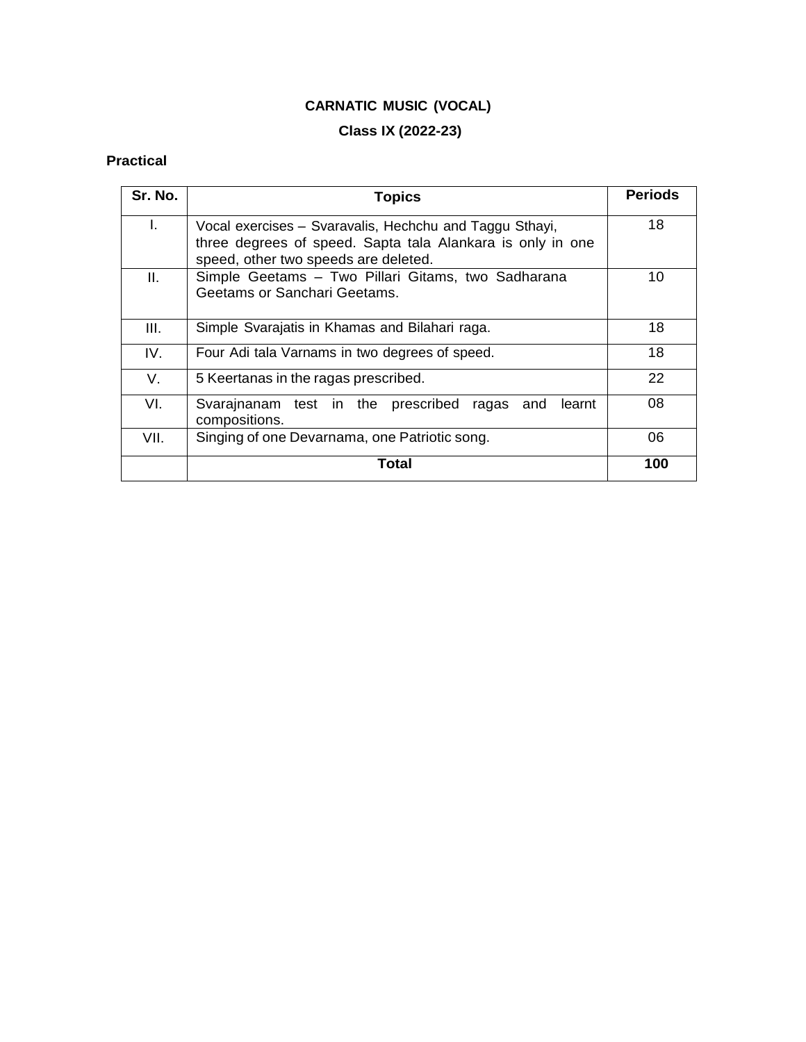# CARNATIC MUSIC (VOCAL)

## Class IX (2022-23)

**Practical**

| Sr. No. | Topics | Periods |
|---|---|---|
| I. | Vocal exercises – Svaravalis, Hechchu and Taggu Sthayi, three degrees of speed. Sapta tala Alankara is only in one speed, other two speeds are deleted. | 18 |
| II. | Simple Geetams – Two Pillari Gitams, two Sadharana Geetams or Sanchari Geetams. | 10 |
| III. | Simple Svarajatis in Khamas and Bilahari raga. | 18 |
| IV. | Four Adi tala Varnams in two degrees of speed. | 18 |
| V. | 5 Keertanas in the ragas prescribed. | 22 |
| VI. | Svarajnanam test in the prescribed ragas and learnt compositions. | 08 |
| VII. | Singing of one Devarnama, one Patriotic song. | 06 |
| | **Total** | **100** |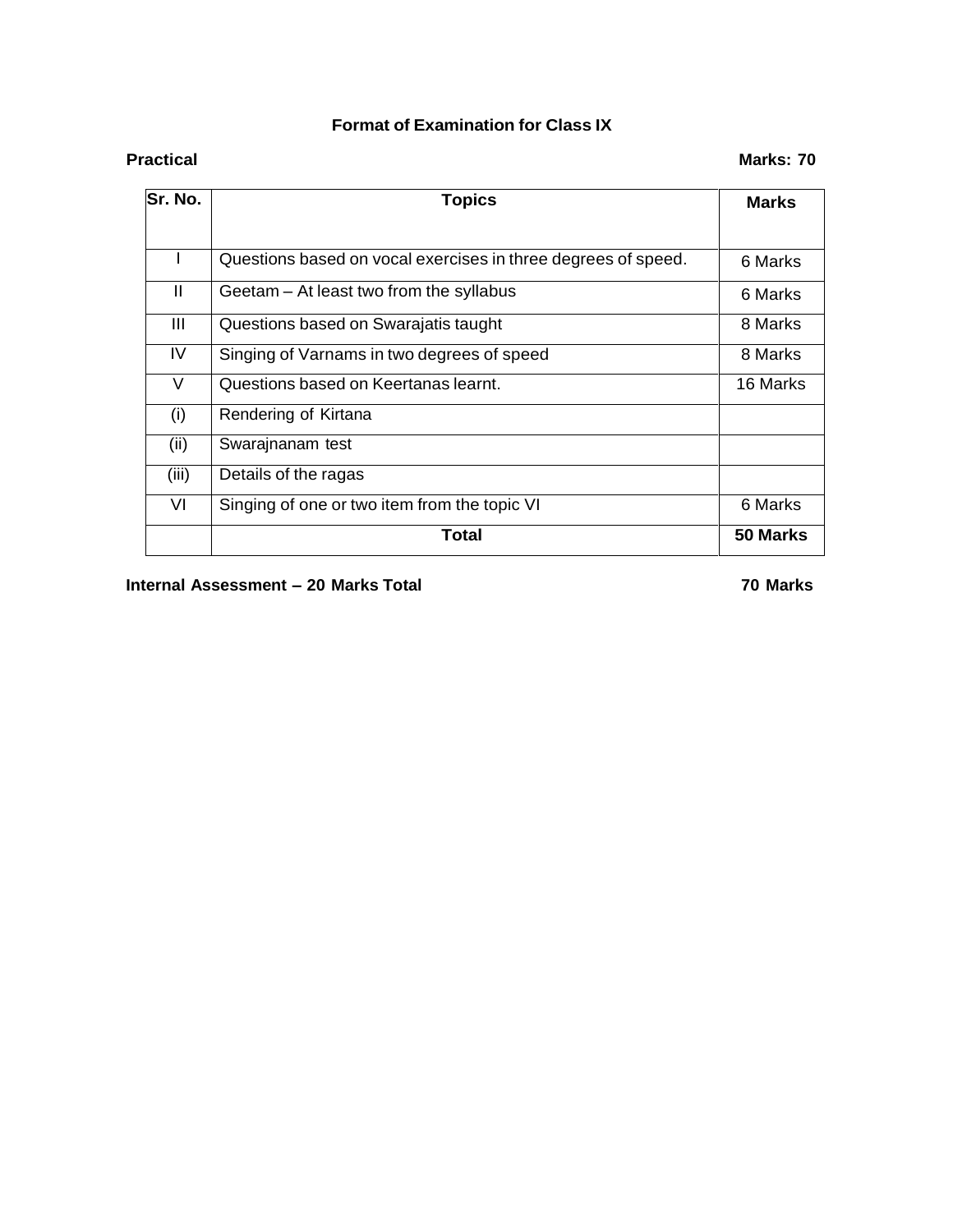## Format of Examination for Class IX

**Practical** **Marks: 70**

| Sr. No. | Topics | Marks |
|---|---|---|
| I | Questions based on vocal exercises in three degrees of speed. | 6 Marks |
| II | Geetam – At least two from the syllabus | 6 Marks |
| III | Questions based on Swarajatis taught | 8 Marks |
| IV | Singing of Varnams in two degrees of speed | 8 Marks |
| V | Questions based on Keertanas learnt. | 16 Marks |
| (i) | Rendering of Kirtana | |
| (ii) | Swarajnanam test | |
| (iii) | Details of the ragas | |
| VI | Singing of one or two item from the topic VI | 6 Marks |
| | **Total** | **50 Marks** |

**Internal Assessment – 20 Marks Total** **70 Marks**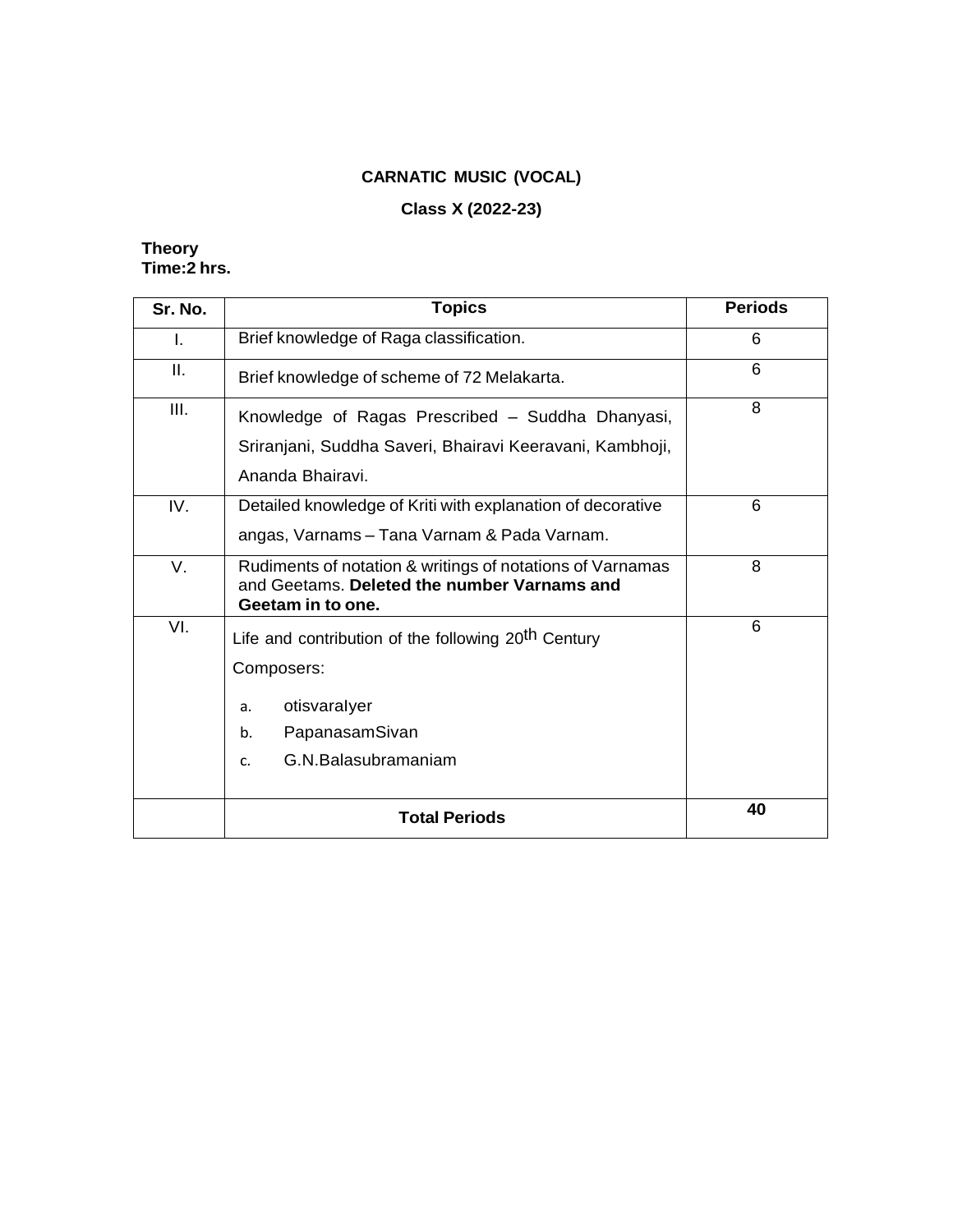**CARNATIC MUSIC (VOCAL)**

**Class X (2022-23)**

**Theory**
**Time:2 hrs.**

| Sr. No. | Topics | Periods |
|---|---|---|
| I. | Brief knowledge of Raga classification. | 6 |
| II. | Brief knowledge of scheme of 72 Melakarta. | 6 |
| III. | Knowledge of Ragas Prescribed – Suddha Dhanyasi, Sriranjani, Suddha Saveri, Bhairavi Keeravani, Kambhoji, Ananda Bhairavi. | 8 |
| IV. | Detailed knowledge of Kriti with explanation of decorative angas, Varnams – Tana Varnam & Pada Varnam. | 6 |
| V. | Rudiments of notation & writings of notations of Varnamas and Geetams. **Deleted the number Varnams and Geetam in to one.** | 8 |
| VI. | Life and contribution of the following 20th Century Composers: a. otisvaralyer b. PapanasamSivan c. G.N.Balasubramaniam | 6 |
| | **Total Periods** | **40** |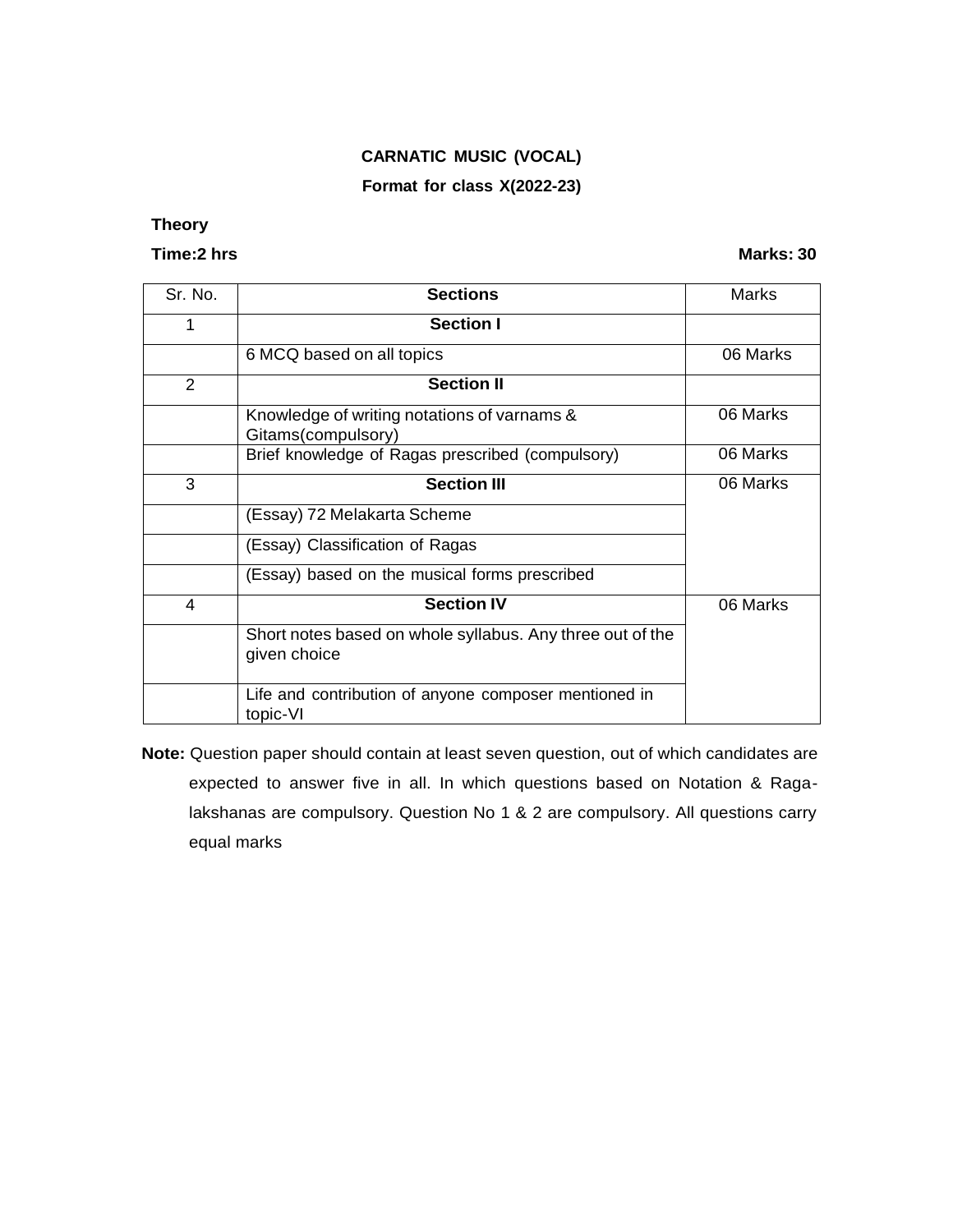**CARNATIC MUSIC (VOCAL)**

**Format for class X(2022-23)**

**Theory**

**Time:2 hrs** **Marks: 30**

| Sr. No. | Sections | Marks |
|---|---|---|
| 1 | **Section I** | |
| | 6 MCQ based on all topics | 06 Marks |
| 2 | **Section II** | |
| | Knowledge of writing notations of varnams & Gitams(compulsory) | 06 Marks |
| | Brief knowledge of Ragas prescribed (compulsory) | 06 Marks |
| 3 | **Section III** | 06 Marks |
| | (Essay) 72 Melakarta Scheme | |
| | (Essay) Classification of Ragas | |
| | (Essay) based on the musical forms prescribed | |
| 4 | **Section IV** | 06 Marks |
| | Short notes based on whole syllabus. Any three out of the given choice | |
| | Life and contribution of anyone composer mentioned in topic-VI | |

**Note:** Question paper should contain at least seven question, out of which candidates are expected to answer five in all. In which questions based on Notation & Raga-lakshanas are compulsory. Question No 1 & 2 are compulsory. All questions carry equal marks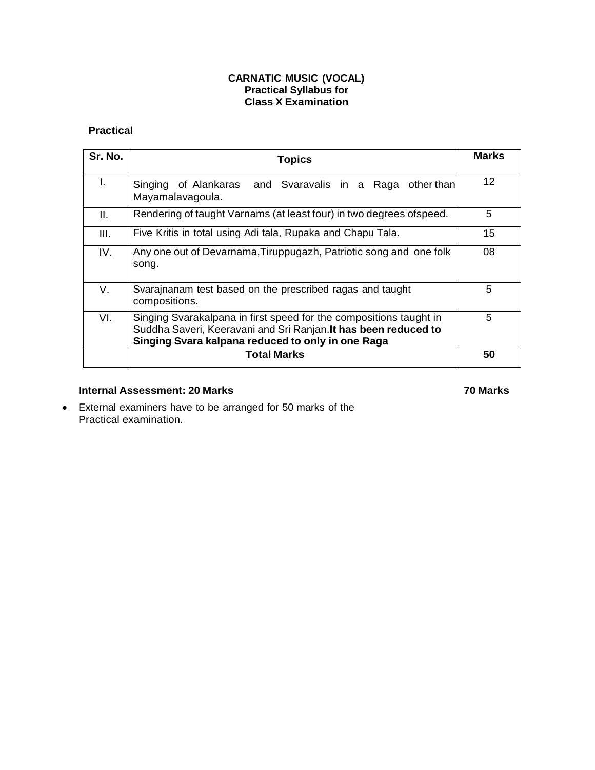**CARNATIC MUSIC (VOCAL)**
**Practical Syllabus for**
**Class X Examination**

**Practical**

| Sr. No. | Topics | Marks |
|---|---|---|
| I. | Singing of Alankaras and Svaravalis in a Raga other than Mayamalavagoula. | 12 |
| II. | Rendering of taught Varnams (at least four) in two degrees ofspeed. | 5 |
| III. | Five Kritis in total using Adi tala, Rupaka and Chapu Tala. | 15 |
| IV. | Any one out of Devarnama,Tiruppugazh, Patriotic song and one folk song. | 08 |
| V. | Svarajnanam test based on the prescribed ragas and taught compositions. | 5 |
| VI. | Singing Svarakalpana in first speed for the compositions taught in Suddha Saveri, Keeravani and Sri Ranjan.**It has been reduced to Singing Svara kalpana reduced to only in one Raga** | 5 |
| | **Total Marks** | **50** |

**Internal Assessment: 20 Marks** **70 Marks**

- External examiners have to be arranged for 50 marks of the Practical examination.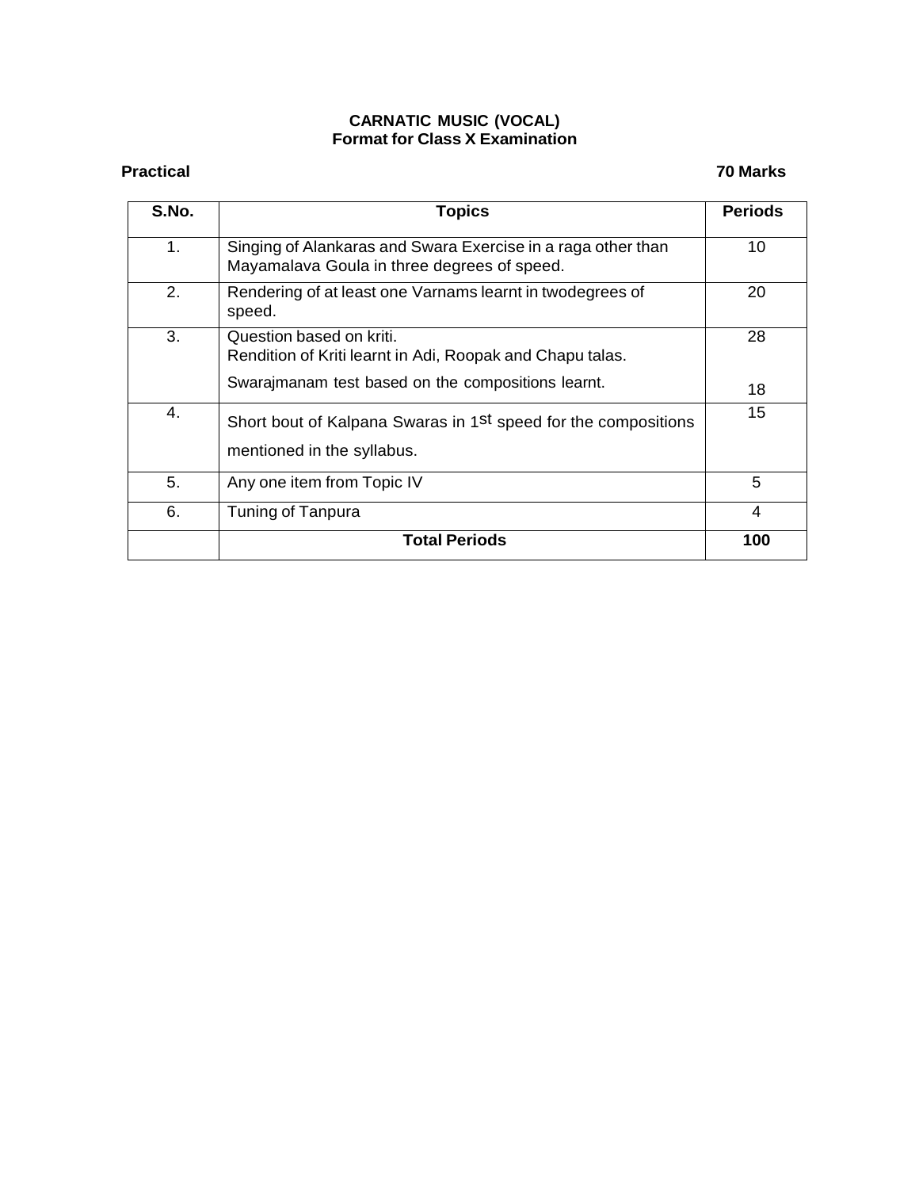**CARNATIC MUSIC (VOCAL)**
**Format for Class X Examination**

**Practical** **70 Marks**

| S.No. | Topics | Periods |
|---|---|---|
| 1. | Singing of Alankaras and Swara Exercise in a raga other than Mayamalava Goula in three degrees of speed. | 10 |
| 2. | Rendering of at least one Varnams learnt in twodegrees of speed. | 20 |
| 3. | Question based on kriti.<br>Rendition of Kriti learnt in Adi, Roopak and Chapu talas.<br>Swarajmanam test based on the compositions learnt. | 28<br><br>18 |
| 4. | Short bout of Kalpana Swaras in 1st speed for the compositions mentioned in the syllabus. | 15 |
| 5. | Any one item from Topic IV | 5 |
| 6. | Tuning of Tanpura | 4 |
| | **Total Periods** | **100** |